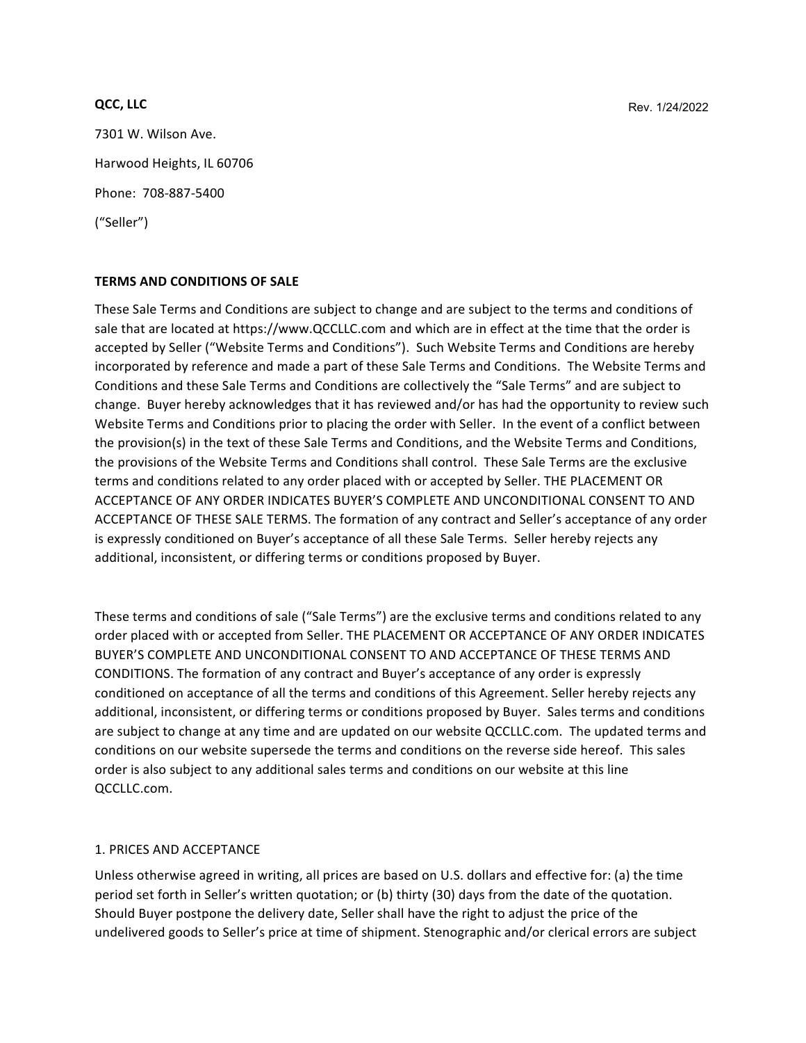**QCC, LLC**

Rev. 1/24/2022

7301 W. Wilson Ave.

Harwood Heights, IL 60706

Phone: 708-887-5400

("Seller")

**TERMS AND CONDITIONS OF SALE**

These Sale Terms and Conditions are subject to change and are subject to the terms and conditions of sale that are located at https://www.QCCLLC.com and which are in effect at the time that the order is accepted by Seller ("Website Terms and Conditions"). Such Website Terms and Conditions are hereby incorporated by reference and made a part of these Sale Terms and Conditions. The Website Terms and Conditions and these Sale Terms and Conditions are collectively the "Sale Terms" and are subject to change. Buyer hereby acknowledges that it has reviewed and/or has had the opportunity to review such Website Terms and Conditions prior to placing the order with Seller. In the event of a conflict between the provision(s) in the text of these Sale Terms and Conditions, and the Website Terms and Conditions, the provisions of the Website Terms and Conditions shall control. These Sale Terms are the exclusive terms and conditions related to any order placed with or accepted by Seller. THE PLACEMENT OR ACCEPTANCE OF ANY ORDER INDICATES BUYER'S COMPLETE AND UNCONDITIONAL CONSENT TO AND ACCEPTANCE OF THESE SALE TERMS. The formation of any contract and Seller's acceptance of any order is expressly conditioned on Buyer's acceptance of all these Sale Terms. Seller hereby rejects any additional, inconsistent, or differing terms or conditions proposed by Buyer.

These terms and conditions of sale ("Sale Terms") are the exclusive terms and conditions related to any order placed with or accepted from Seller. THE PLACEMENT OR ACCEPTANCE OF ANY ORDER INDICATES BUYER'S COMPLETE AND UNCONDITIONAL CONSENT TO AND ACCEPTANCE OF THESE TERMS AND CONDITIONS. The formation of any contract and Buyer's acceptance of any order is expressly conditioned on acceptance of all the terms and conditions of this Agreement. Seller hereby rejects any additional, inconsistent, or differing terms or conditions proposed by Buyer. Sales terms and conditions are subject to change at any time and are updated on our website QCCLLC.com. The updated terms and conditions on our website supersede the terms and conditions on the reverse side hereof. This sales order is also subject to any additional sales terms and conditions on our website at this line QCCLLC.com.

1. PRICES AND ACCEPTANCE

Unless otherwise agreed in writing, all prices are based on U.S. dollars and effective for: (a) the time period set forth in Seller's written quotation; or (b) thirty (30) days from the date of the quotation. Should Buyer postpone the delivery date, Seller shall have the right to adjust the price of the undelivered goods to Seller's price at time of shipment. Stenographic and/or clerical errors are subject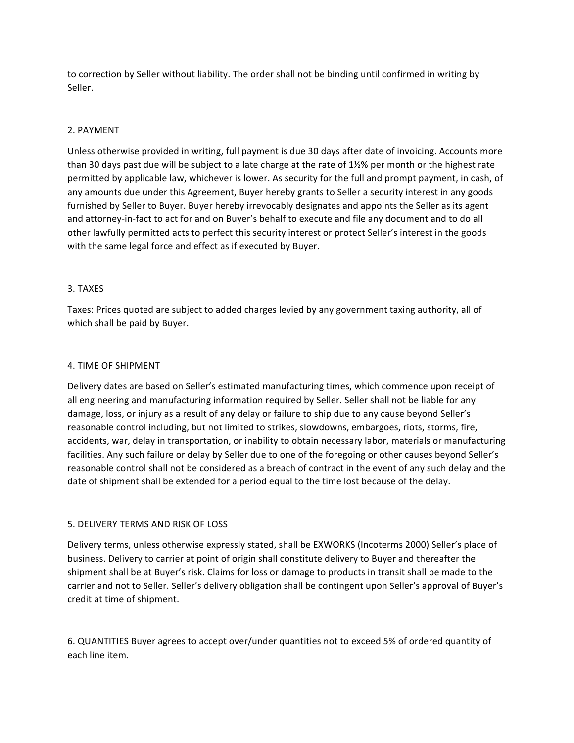to correction by Seller without liability. The order shall not be binding until confirmed in writing by Seller.

## 2. PAYMENT

Unless otherwise provided in writing, full payment is due 30 days after date of invoicing. Accounts more than 30 days past due will be subject to a late charge at the rate of 1½% per month or the highest rate permitted by applicable law, whichever is lower. As security for the full and prompt payment, in cash, of any amounts due under this Agreement, Buyer hereby grants to Seller a security interest in any goods furnished by Seller to Buyer. Buyer hereby irrevocably designates and appoints the Seller as its agent and attorney-in-fact to act for and on Buyer's behalf to execute and file any document and to do all other lawfully permitted acts to perfect this security interest or protect Seller's interest in the goods with the same legal force and effect as if executed by Buyer.

## 3. TAXES

Taxes: Prices quoted are subject to added charges levied by any government taxing authority, all of which shall be paid by Buyer.

## 4. TIME OF SHIPMENT

Delivery dates are based on Seller's estimated manufacturing times, which commence upon receipt of all engineering and manufacturing information required by Seller. Seller shall not be liable for any damage, loss, or injury as a result of any delay or failure to ship due to any cause beyond Seller's reasonable control including, but not limited to strikes, slowdowns, embargoes, riots, storms, fire, accidents, war, delay in transportation, or inability to obtain necessary labor, materials or manufacturing facilities. Any such failure or delay by Seller due to one of the foregoing or other causes beyond Seller's reasonable control shall not be considered as a breach of contract in the event of any such delay and the date of shipment shall be extended for a period equal to the time lost because of the delay.

## 5. DELIVERY TERMS AND RISK OF LOSS

Delivery terms, unless otherwise expressly stated, shall be EXWORKS (Incoterms 2000) Seller's place of business. Delivery to carrier at point of origin shall constitute delivery to Buyer and thereafter the shipment shall be at Buyer's risk. Claims for loss or damage to products in transit shall be made to the carrier and not to Seller. Seller's delivery obligation shall be contingent upon Seller's approval of Buyer's credit at time of shipment.

6. QUANTITIES Buyer agrees to accept over/under quantities not to exceed 5% of ordered quantity of each line item.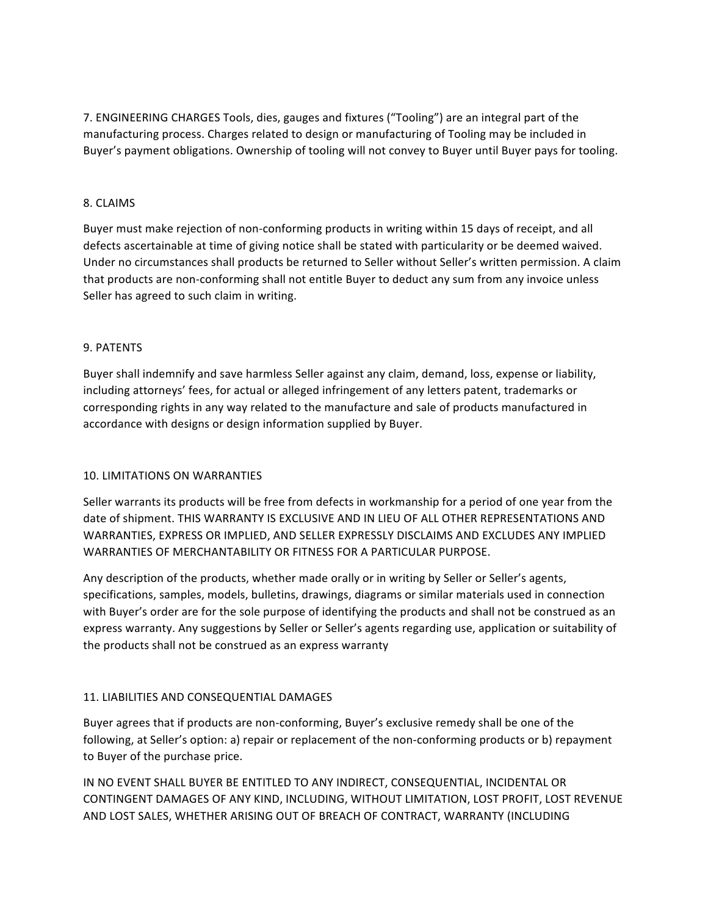7. ENGINEERING CHARGES Tools, dies, gauges and fixtures ("Tooling") are an integral part of the manufacturing process. Charges related to design or manufacturing of Tooling may be included in Buyer's payment obligations. Ownership of tooling will not convey to Buyer until Buyer pays for tooling.

8. CLAIMS

Buyer must make rejection of non-conforming products in writing within 15 days of receipt, and all defects ascertainable at time of giving notice shall be stated with particularity or be deemed waived. Under no circumstances shall products be returned to Seller without Seller's written permission. A claim that products are non-conforming shall not entitle Buyer to deduct any sum from any invoice unless Seller has agreed to such claim in writing.

9. PATENTS

Buyer shall indemnify and save harmless Seller against any claim, demand, loss, expense or liability, including attorneys' fees, for actual or alleged infringement of any letters patent, trademarks or corresponding rights in any way related to the manufacture and sale of products manufactured in accordance with designs or design information supplied by Buyer.

10. LIMITATIONS ON WARRANTIES

Seller warrants its products will be free from defects in workmanship for a period of one year from the date of shipment. THIS WARRANTY IS EXCLUSIVE AND IN LIEU OF ALL OTHER REPRESENTATIONS AND WARRANTIES, EXPRESS OR IMPLIED, AND SELLER EXPRESSLY DISCLAIMS AND EXCLUDES ANY IMPLIED WARRANTIES OF MERCHANTABILITY OR FITNESS FOR A PARTICULAR PURPOSE.

Any description of the products, whether made orally or in writing by Seller or Seller's agents, specifications, samples, models, bulletins, drawings, diagrams or similar materials used in connection with Buyer's order are for the sole purpose of identifying the products and shall not be construed as an express warranty. Any suggestions by Seller or Seller's agents regarding use, application or suitability of the products shall not be construed as an express warranty

11. LIABILITIES AND CONSEQUENTIAL DAMAGES

Buyer agrees that if products are non-conforming, Buyer's exclusive remedy shall be one of the following, at Seller's option: a) repair or replacement of the non-conforming products or b) repayment to Buyer of the purchase price.

IN NO EVENT SHALL BUYER BE ENTITLED TO ANY INDIRECT, CONSEQUENTIAL, INCIDENTAL OR CONTINGENT DAMAGES OF ANY KIND, INCLUDING, WITHOUT LIMITATION, LOST PROFIT, LOST REVENUE AND LOST SALES, WHETHER ARISING OUT OF BREACH OF CONTRACT, WARRANTY (INCLUDING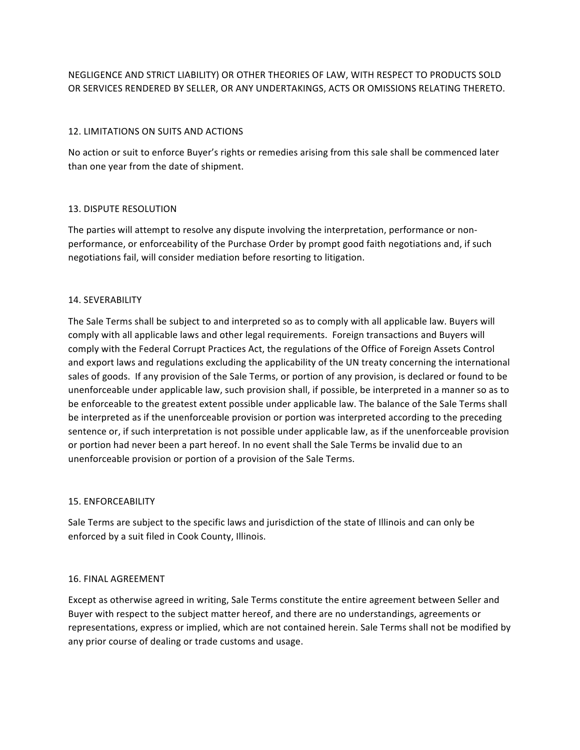NEGLIGENCE AND STRICT LIABILITY) OR OTHER THEORIES OF LAW, WITH RESPECT TO PRODUCTS SOLD OR SERVICES RENDERED BY SELLER, OR ANY UNDERTAKINGS, ACTS OR OMISSIONS RELATING THERETO.

## 12. LIMITATIONS ON SUITS AND ACTIONS

No action or suit to enforce Buyer's rights or remedies arising from this sale shall be commenced later than one year from the date of shipment.

## 13. DISPUTE RESOLUTION

The parties will attempt to resolve any dispute involving the interpretation, performance or non-performance, or enforceability of the Purchase Order by prompt good faith negotiations and, if such negotiations fail, will consider mediation before resorting to litigation.

## 14. SEVERABILITY

The Sale Terms shall be subject to and interpreted so as to comply with all applicable law. Buyers will comply with all applicable laws and other legal requirements. Foreign transactions and Buyers will comply with the Federal Corrupt Practices Act, the regulations of the Office of Foreign Assets Control and export laws and regulations excluding the applicability of the UN treaty concerning the international sales of goods. If any provision of the Sale Terms, or portion of any provision, is declared or found to be unenforceable under applicable law, such provision shall, if possible, be interpreted in a manner so as to be enforceable to the greatest extent possible under applicable law. The balance of the Sale Terms shall be interpreted as if the unenforceable provision or portion was interpreted according to the preceding sentence or, if such interpretation is not possible under applicable law, as if the unenforceable provision or portion had never been a part hereof. In no event shall the Sale Terms be invalid due to an unenforceable provision or portion of a provision of the Sale Terms.

## 15. ENFORCEABILITY

Sale Terms are subject to the specific laws and jurisdiction of the state of Illinois and can only be enforced by a suit filed in Cook County, Illinois.

## 16. FINAL AGREEMENT

Except as otherwise agreed in writing, Sale Terms constitute the entire agreement between Seller and Buyer with respect to the subject matter hereof, and there are no understandings, agreements or representations, express or implied, which are not contained herein. Sale Terms shall not be modified by any prior course of dealing or trade customs and usage.